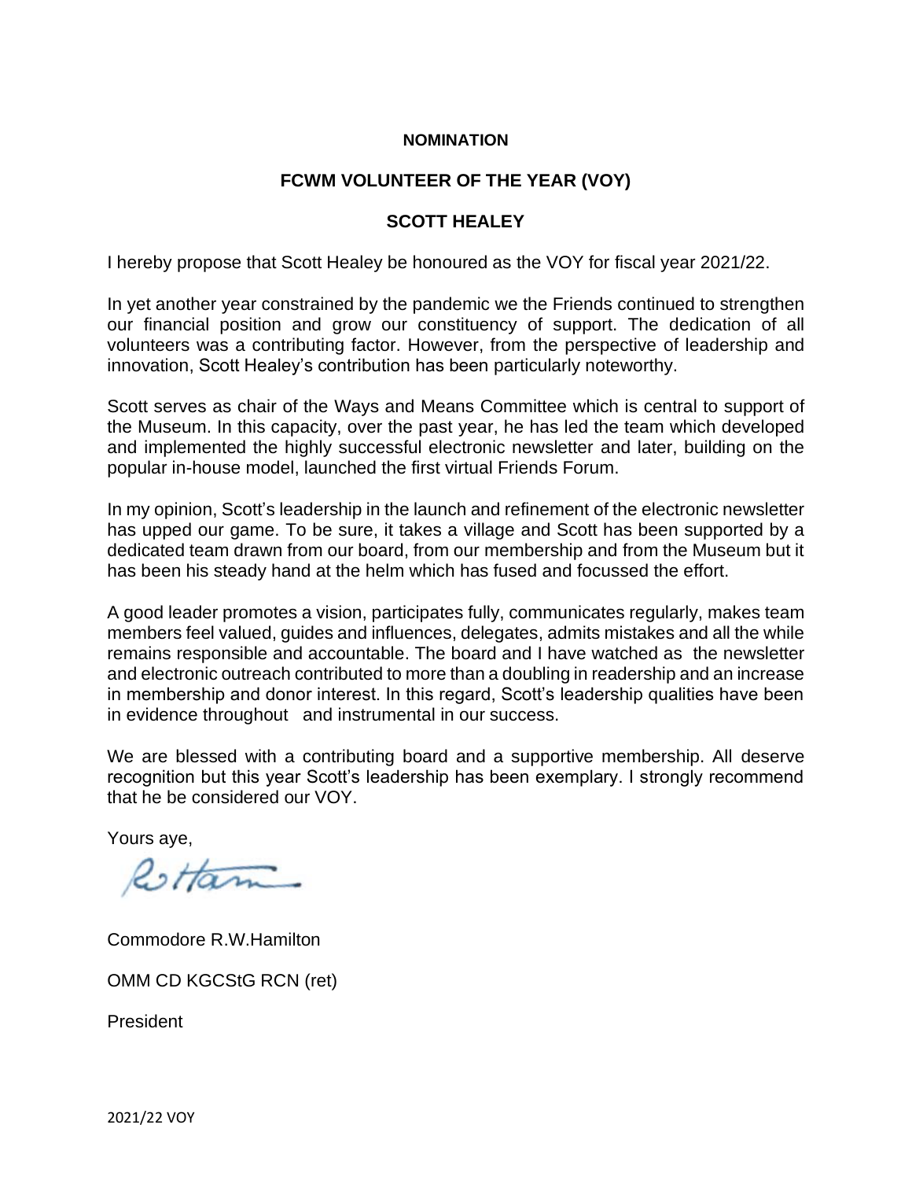**NOMINATION**

**FCWM VOLUNTEER OF THE YEAR (VOY)**

**SCOTT HEALEY**

I hereby propose that Scott Healey be honoured as the VOY for fiscal year 2021/22.

In yet another year constrained by the pandemic we the Friends continued to strengthen our financial position and grow our constituency of support. The dedication of all volunteers was a contributing factor. However, from the perspective of leadership and innovation, Scott Healey's contribution has been particularly noteworthy.

Scott serves as chair of the Ways and Means Committee which is central to support of the Museum. In this capacity, over the past year, he has led the team which developed and implemented the highly successful electronic newsletter and later, building on the popular in-house model, launched the first virtual Friends Forum.

In my opinion, Scott's leadership in the launch and refinement of the electronic newsletter has upped our game. To be sure, it takes a village and Scott has been supported by a dedicated team drawn from our board, from our membership and from the Museum but it has been his steady hand at the helm which has fused and focussed the effort.

A good leader promotes a vision, participates fully, communicates regularly, makes team members feel valued, guides and influences, delegates, admits mistakes and all the while remains responsible and accountable. The board and I have watched as the newsletter and electronic outreach contributed to more than a doubling in readership and an increase in membership and donor interest. In this regard, Scott's leadership qualities have been in evidence throughout and instrumental in our success.

We are blessed with a contributing board and a supportive membership. All deserve recognition but this year Scott's leadership has been exemplary. I strongly recommend that he be considered our VOY.

Yours aye,

Commodore R.W.Hamilton

OMM CD KGCStG RCN (ret)

President